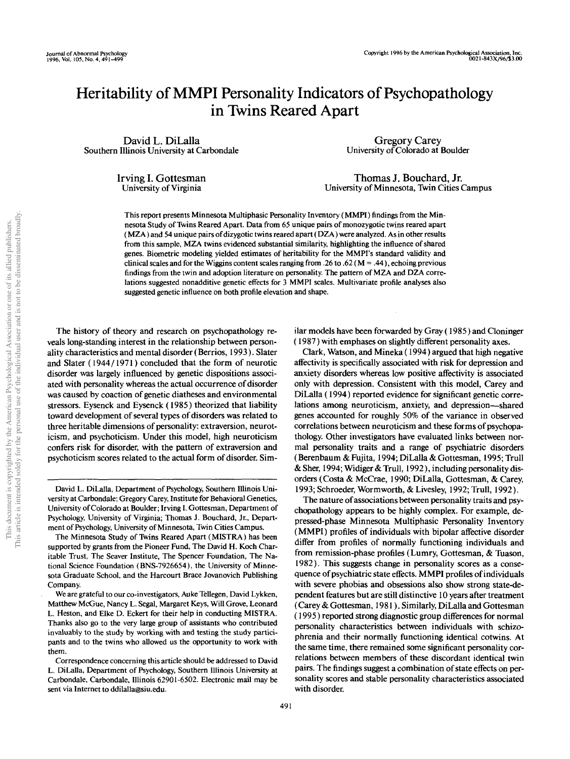# Heritability of MMPI Personality Indicators of Psychopathology in Twins Reared Apart

David L. DiLalla
Southern Illinois University at Carbondale

Gregory Carey
University of Colorado at Boulder

Irving I. Gottesman
University of Virginia

Thomas J. Bouchard, Jr.
University of Minnesota, Twin Cities Campus

This report presents Minnesota Multiphasic Personality Inventory (MMPI) findings from the Minnesota Study of Twins Reared Apart. Data from 65 unique pairs of monozygotic twins reared apart (MZA) and 54 unique pairs of dizygotic twins reared apart (DZA) were analyzed. As in other results from this sample, MZA twins evidenced substantial similarity, highlighting the influence of shared genes. Biometric modeling yielded estimates of heritability for the MMPI's standard validity and clinical scales and for the Wiggins content scales ranging from .26 to .62 (M = .44), echoing previous findings from the twin and adoption literature on personality. The pattern of MZA and DZA correlations suggested nonadditive genetic effects for 3 MMPI scales. Multivariate profile analyses also suggested genetic influence on both profile elevation and shape.

The history of theory and research on psychopathology reveals long-standing interest in the relationship between personality characteristics and mental disorder (Berrios, 1993). Slater and Slater (1944/1971) concluded that the form of neurotic disorder was largely influenced by genetic dispositions associated with personality whereas the actual occurrence of disorder was caused by coaction of genetic diatheses and environmental stressors. Eysenck and Eysenck (1985) theorized that liability toward development of several types of disorders was related to three heritable dimensions of personality: extraversion, neuroticism, and psychoticism. Under this model, high neuroticism confers risk for disorder, with the pattern of extraversion and psychoticism scores related to the actual form of disorder. Similar models have been forwarded by Gray (1985) and Cloninger (1987) with emphases on slightly different personality axes.

Clark, Watson, and Mineka (1994) argued that high negative affectivity is specifically associated with risk for depression and anxiety disorders whereas low positive affectivity is associated only with depression. Consistent with this model, Carey and DiLalla (1994) reported evidence for significant genetic correlations among neuroticism, anxiety, and depression—shared genes accounted for roughly 50% of the variance in observed correlations between neuroticism and these forms of psychopathology. Other investigators have evaluated links between normal personality traits and a range of psychiatric disorders (Berenbaum & Fujita, 1994; DiLalla & Gottesman, 1995; Trull & Sher, 1994; Widiger & Trull, 1992), including personality disorders (Costa & McCrae, 1990; DiLalla, Gottesman, & Carey, 1993; Schroeder, Wormworth, & Livesley, 1992; Trull, 1992).

The nature of associations between personality traits and psychopathology appears to be highly complex. For example, depressed-phase Minnesota Multiphasic Personality Inventory (MMPI) profiles of individuals with bipolar affective disorder differ from profiles of normally functioning individuals and from remission-phase profiles (Lumry, Gottesman, & Tuason, 1982). This suggests change in personality scores as a consequence of psychiatric state effects. MMPI profiles of individuals with severe phobias and obsessions also show strong state-dependent features but are still distinctive 10 years after treatment (Carey & Gottesman, 1981). Similarly, DiLalla and Gottesman (1995) reported strong diagnostic group differences for normal personality characteristics between individuals with schizophrenia and their normally functioning identical cotwins. At the same time, there remained some significant personality correlations between members of these discordant identical twin pairs. The findings suggest a combination of state effects on personality scores and stable personality characteristics associated with disorder.

---

David L. DiLalla, Department of Psychology, Southern Illinois University at Carbondale; Gregory Carey, Institute for Behavioral Genetics, University of Colorado at Boulder; Irving I. Gottesman, Department of Psychology, University of Virginia; Thomas J. Bouchard, Jr., Department of Psychology, University of Minnesota, Twin Cities Campus.

The Minnesota Study of Twins Reared Apart (MISTRA) has been supported by grants from the Pioneer Fund, The David H. Koch Charitable Trust, The Seaver Institute, The Spencer Foundation, The National Science Foundation (BNS-7926654), the University of Minnesota Graduate School, and the Harcourt Brace Jovanovich Publishing Company.

We are grateful to our co-investigators, Auke Tellegen, David Lykken, Matthew McGue, Nancy L. Segal, Margaret Keys, Will Grove, Leonard L. Heston, and Elke D. Eckert for their help in conducting MISTRA. Thanks also go to the very large group of assistants who contributed invaluably to the study by working with and testing the study participants and to the twins who allowed us the opportunity to work with them.

Correspondence concerning this article should be addressed to David L. DiLalla, Department of Psychology, Southern Illinois University at Carbondale, Carbondale, Illinois 62901-6502. Electronic mail may be sent via Internet to ddilalla@siu.edu.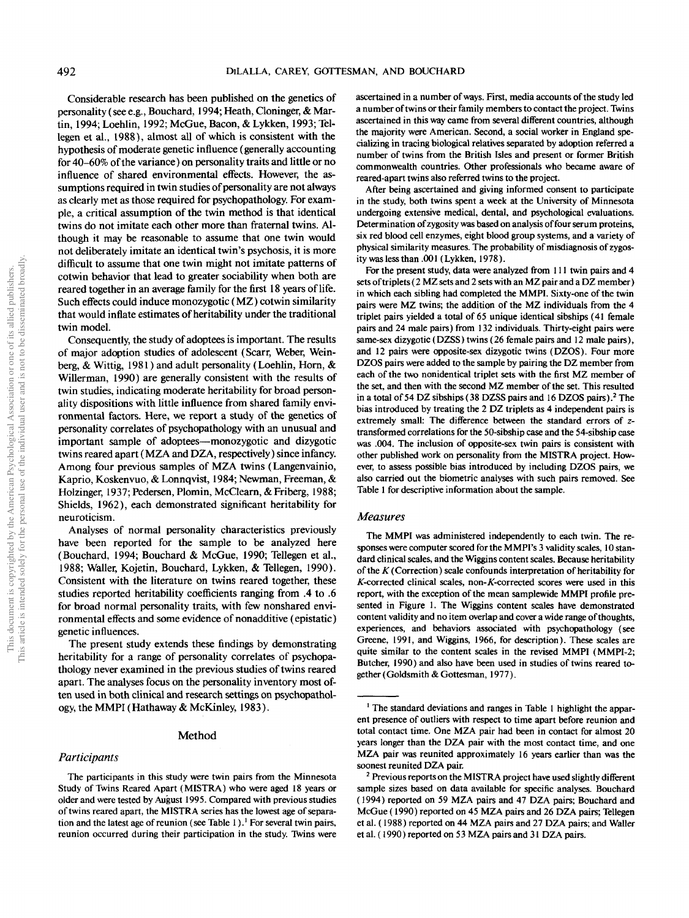Considerable research has been published on the genetics of personality (see e.g., Bouchard, 1994; Heath, Cloninger, & Martin, 1994; Loehlin, 1992; McGue, Bacon, & Lykken, 1993; Tellegen et al., 1988), almost all of which is consistent with the hypothesis of moderate genetic influence (generally accounting for 40–60% of the variance) on personality traits and little or no influence of shared environmental effects. However, the assumptions required in twin studies of personality are not always as clearly met as those required for psychopathology. For example, a critical assumption of the twin method is that identical twins do not imitate each other more than fraternal twins. Although it may be reasonable to assume that one twin would not deliberately imitate an identical twin's psychosis, it is more difficult to assume that one twin might not imitate patterns of cotwin behavior that lead to greater sociability when both are reared together in an average family for the first 18 years of life. Such effects could induce monozygotic (MZ) cotwin similarity that would inflate estimates of heritability under the traditional twin model.

Consequently, the study of adoptees is important. The results of major adoption studies of adolescent (Scarr, Weber, Weinberg, & Wittig, 1981) and adult personality (Loehlin, Horn, & Willerman, 1990) are generally consistent with the results of twin studies, indicating moderate heritability for broad personality dispositions with little influence from shared family environmental factors. Here, we report a study of the genetics of personality correlates of psychopathology with an unusual and important sample of adoptees—monozygotic and dizygotic twins reared apart (MZA and DZA, respectively) since infancy. Among four previous samples of MZA twins (Langenvainio, Kaprio, Koskenvuo, & Lonnqvist, 1984; Newman, Freeman, & Holzinger, 1937; Pedersen, Plomin, McClearn, & Friberg, 1988; Shields, 1962), each demonstrated significant heritability for neuroticism.

Analyses of normal personality characteristics previously have been reported for the sample to be analyzed here (Bouchard, 1994; Bouchard & McGue, 1990; Tellegen et al., 1988; Waller, Kojetin, Bouchard, Lykken, & Tellegen, 1990). Consistent with the literature on twins reared together, these studies reported heritability coefficients ranging from .4 to .6 for broad normal personality traits, with few nonshared environmental effects and some evidence of nonadditive (epistatic) genetic influences.

The present study extends these findings by demonstrating heritability for a range of personality correlates of psychopathology never examined in the previous studies of twins reared apart. The analyses focus on the personality inventory most often used in both clinical and research settings on psychopathology, the MMPI (Hathaway & McKinley, 1983).

## Method

### Participants

The participants in this study were twin pairs from the Minnesota Study of Twins Reared Apart (MISTRA) who were aged 18 years or older and were tested by August 1995. Compared with previous studies of twins reared apart, the MISTRA series has the lowest age of separation and the latest age of reunion (see Table 1).[1] For several twin pairs, reunion occurred during their participation in the study. Twins were ascertained in a number of ways. First, media accounts of the study led a number of twins or their family members to contact the project. Twins ascertained in this way came from several different countries, although the majority were American. Second, a social worker in England specializing in tracing biological relatives separated by adoption referred a number of twins from the British Isles and present or former British commonwealth countries. Other professionals who became aware of reared-apart twins also referred twins to the project.

After being ascertained and giving informed consent to participate in the study, both twins spent a week at the University of Minnesota undergoing extensive medical, dental, and psychological evaluations. Determination of zygosity was based on analysis of four serum proteins, six red blood cell enzymes, eight blood group systems, and a variety of physical similarity measures. The probability of misdiagnosis of zygosity was less than .001 (Lykken, 1978).

For the present study, data were analyzed from 111 twin pairs and 4 sets of triplets (2 MZ sets and 2 sets with an MZ pair and a DZ member) in which each sibling had completed the MMPI. Sixty-one of the twin pairs were MZ twins; the addition of the MZ individuals from the 4 triplet pairs yielded a total of 65 unique identical sibships (41 female pairs and 24 male pairs) from 132 individuals. Thirty-eight pairs were same-sex dizygotic (DZSS) twins (26 female pairs and 12 male pairs), and 12 pairs were opposite-sex dizygotic twins (DZOS). Four more DZOS pairs were added to the sample by pairing the DZ member from each of the two nonidentical triplet sets with the first MZ member of the set, and then with the second MZ member of the set. This resulted in a total of 54 DZ sibships (38 DZSS pairs and 16 DZOS pairs).[2] The bias introduced by treating the 2 DZ triplets as 4 independent pairs is extremely small: The difference between the standard errors of $z$-transformed correlations for the 50-sibship case and the 54-sibship case was .004. The inclusion of opposite-sex twin pairs is consistent with other published work on personality from the MISTRA project. However, to assess possible bias introduced by including DZOS pairs, we also carried out the biometric analyses with such pairs removed. See Table 1 for descriptive information about the sample.

### Measures

The MMPI was administered independently to each twin. The responses were computer scored for the MMPI's 3 validity scales, 10 standard clinical scales, and the Wiggins content scales. Because heritability of the $K$ (Correction) scale confounds interpretation of heritability for $K$-corrected clinical scales, non-$K$-corrected scores were used in this report, with the exception of the mean samplewide MMPI profile presented in Figure 1. The Wiggins content scales have demonstrated content validity and no item overlap and cover a wide range of thoughts, experiences, and behaviors associated with psychopathology (see Greene, 1991, and Wiggins, 1966, for description). These scales are quite similar to the content scales in the revised MMPI (MMPI-2; Butcher, 1990) and also have been used in studies of twins reared together (Goldsmith & Gottesman, 1977).

---

[1] The standard deviations and ranges in Table 1 highlight the apparent presence of outliers with respect to time apart before reunion and total contact time. One MZA pair had been in contact for almost 20 years longer than the DZA pair with the most contact time, and one MZA pair was reunited approximately 16 years earlier than was the soonest reunited DZA pair.

[2] Previous reports on the MISTRA project have used slightly different sample sizes based on data available for specific analyses. Bouchard (1994) reported on 59 MZA pairs and 47 DZA pairs; Bouchard and McGue (1990) reported on 45 MZA pairs and 26 DZA pairs; Tellegen et al. (1988) reported on 44 MZA pairs and 27 DZA pairs; and Waller et al. (1990) reported on 53 MZA pairs and 31 DZA pairs.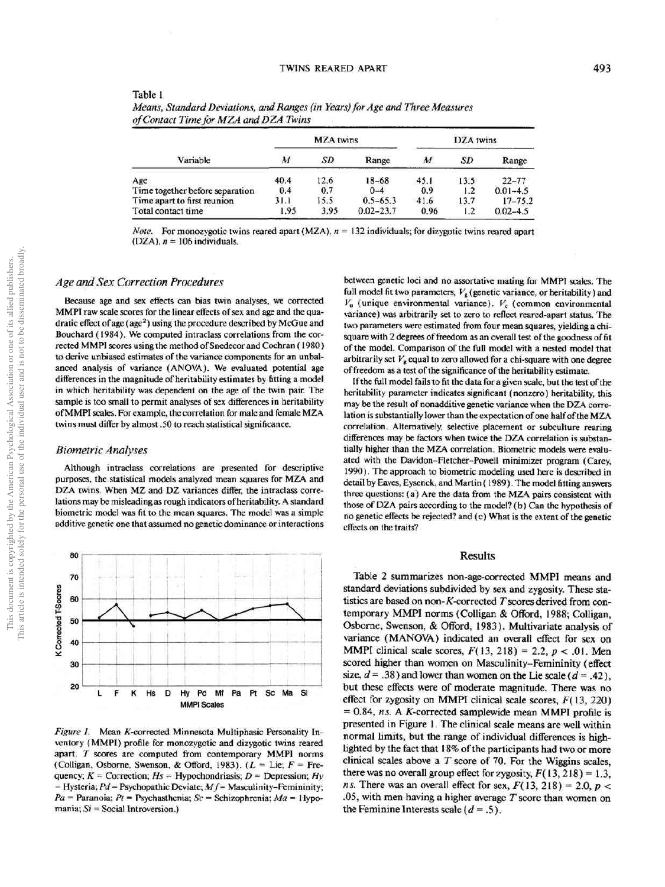Table 1
*Means, Standard Deviations, and Ranges (in Years) for Age and Three Measures of Contact Time for MZA and DZA Twins*

| Variable | MZA twins | | | DZA twins | | |
|---|---|---|---|---|---|---|
| | *M* | *SD* | Range | *M* | *SD* | Range |
| Age | 40.4 | 12.6 | 18–68 | 45.1 | 13.5 | 22–77 |
| Time together before separation | 0.4 | 0.7 | 0–4 | 0.9 | 1.2 | 0.01–4.5 |
| Time apart to first reunion | 31.1 | 15.5 | 0.5–65.3 | 41.6 | 13.7 | 17–75.2 |
| Total contact time | 1.95 | 3.95 | 0.02–23.7 | 0.96 | 1.2 | 0.02–4.5 |

*Note.* For monozygotic twins reared apart (MZA), $n$ = 132 individuals; for dizygotic twins reared apart (DZA), $n$ = 106 individuals.

### Age and Sex Correction Procedures

Because age and sex effects can bias twin analyses, we corrected MMPI raw scale scores for the linear effects of sex and age and the quadratic effect of age ($age^2$) using the procedure described by McGue and Bouchard (1984). We computed intraclass correlations from the corrected MMPI scores using the method of Snedecor and Cochran (1980) to derive unbiased estimates of the variance components for an unbalanced analysis of variance (ANOVA). We evaluated potential age differences in the magnitude of heritability estimates by fitting a model in which heritability was dependent on the age of the twin pair. The sample is too small to permit analyses of sex differences in heritability of MMPI scales. For example, the correlation for male and female MZA twins must differ by almost .50 to reach statistical significance.

### Biometric Analyses

Although intraclass correlations are presented for descriptive purposes, the statistical models analyzed mean squares for MZA and DZA twins. When MZ and DZ variances differ, the intraclass correlations may be misleading as rough indicators of heritability. A standard biometric model was fit to the mean squares. The model was a simple additive genetic one that assumed no genetic dominance or interactions between genetic loci and no assortative mating for MMPI scales. The full model fit two parameters, $V_g$ (genetic variance, or heritability) and $V_u$ (unique environmental variance). $V_c$ (common environmental variance) was arbitrarily set to zero to reflect reared-apart status. The two parameters were estimated from four mean squares, yielding a chi-square with 2 degrees of freedom as an overall test of the goodness of fit of the model. Comparison of the full model with a nested model that arbitrarily set $V_g$ equal to zero allowed for a chi-square with one degree of freedom as a test of the significance of the heritability estimate.

If the full model fails to fit the data for a given scale, but the test of the heritability parameter indicates significant (nonzero) heritability, this may be the result of nonadditive genetic variance when the DZA correlation is substantially lower than the expectation of one half of the MZA correlation. Alternatively, selective placement or subculture rearing differences may be factors when twice the DZA correlation is substantially higher than the MZA correlation. Biometric models were evaluated with the Davidon–Fletcher–Powell minimizer program (Carey, 1990). The approach to biometric modeling used here is described in detail by Eaves, Eysenck, and Martin (1989). The model fitting answers three questions: (a) Are the data from the MZA pairs consistent with those of DZA pairs according to the model? (b) Can the hypothesis of no genetic effects be rejected? and (c) What is the extent of the genetic effects on the traits?

*Figure 1.* Mean *K*-corrected Minnesota Multiphasic Personality Inventory (MMPI) profile for monozygotic and dizygotic twins reared apart. *T* scores are computed from contemporary MMPI norms (Colligan, Osborne, Swenson, & Offord, 1983). (*L* = Lie; *F* = Frequency; *K* = Correction; *Hs* = Hypochondriasis; *D* = Depression; *Hy* = Hysteria; *Pd* = Psychopathic Deviate; *Mf* = Masculinity–Femininity; *Pa* = Paranoia; *Pt* = Psychasthenia; *Sc* = Schizophrenia; *Ma* = Hypomania; *Si* = Social Introversion.)

## Results

Table 2 summarizes non-age-corrected MMPI means and standard deviations subdivided by sex and zygosity. These statistics are based on non-*K*-corrected *T* scores derived from contemporary MMPI norms (Colligan & Offord, 1988; Colligan, Osborne, Swenson, & Offord, 1983). Multivariate analysis of variance (MANOVA) indicated an overall effect for sex on MMPI clinical scale scores, $F(13, 218) = 2.2$, $p < .01$. Men scored higher than women on Masculinity–Femininity (effect size, $d = .38$) and lower than women on the Lie scale ($d = .42$), but these effects were of moderate magnitude. There was no effect for zygosity on MMPI clinical scale scores, $F(13, 220) = 0.84$, *ns*. A *K*-corrected samplewide mean MMPI profile is presented in Figure 1. The clinical scale means are well within normal limits, but the range of individual differences is highlighted by the fact that 18% of the participants had two or more clinical scales above a *T* score of 70. For the Wiggins scales, there was no overall group effect for zygosity, $F(13, 218) = 1.3$, *ns*. There was an overall effect for sex, $F(13, 218) = 2.0$, $p < .05$, with men having a higher average *T* score than women on the Feminine Interests scale ($d = .5$).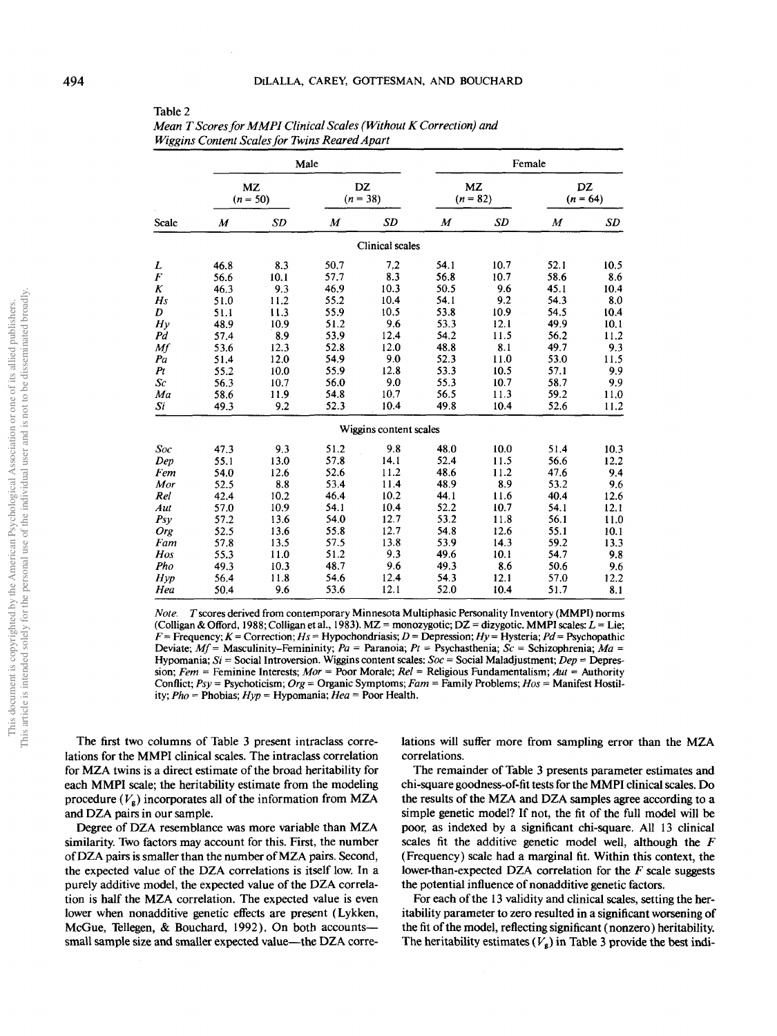Table 2
*Mean T Scores for MMPI Clinical Scales (Without K Correction) and Wiggins Content Scales for Twins Reared Apart*

| | Male | | | | Female | | | |
|---|---|---|---|---|---|---|---|---|
| | MZ ($n$ = 50) | | DZ ($n$ = 38) | | MZ ($n$ = 82) | | DZ ($n$ = 64) | |
| Scale | *M* | *SD* | *M* | *SD* | *M* | *SD* | *M* | *SD* |
| | | | | Clinical scales | | | | |
| *L* | 46.8 | 8.3 | 50.7 | 7.2 | 54.1 | 10.7 | 52.1 | 10.5 |
| *F* | 56.6 | 10.1 | 57.7 | 8.3 | 56.8 | 10.7 | 58.6 | 8.6 |
| *K* | 46.3 | 9.3 | 46.9 | 10.3 | 50.5 | 9.6 | 45.1 | 10.4 |
| *Hs* | 51.0 | 11.2 | 55.2 | 10.4 | 54.1 | 9.2 | 54.3 | 8.0 |
| *D* | 51.1 | 11.3 | 55.9 | 10.5 | 53.8 | 10.9 | 54.5 | 10.4 |
| *Hy* | 48.9 | 10.9 | 51.2 | 9.6 | 53.3 | 12.1 | 49.9 | 10.1 |
| *Pd* | 57.4 | 8.9 | 53.9 | 12.4 | 54.2 | 11.5 | 56.2 | 11.2 |
| *Mf* | 53.6 | 12.3 | 52.8 | 12.0 | 48.8 | 8.1 | 49.7 | 9.3 |
| *Pa* | 51.4 | 12.0 | 54.9 | 9.0 | 52.3 | 11.0 | 53.0 | 11.5 |
| *Pt* | 55.2 | 10.0 | 55.9 | 12.8 | 53.3 | 10.5 | 57.1 | 9.9 |
| *Sc* | 56.3 | 10.7 | 56.0 | 9.0 | 55.3 | 10.7 | 58.7 | 9.9 |
| *Ma* | 58.6 | 11.9 | 54.8 | 10.7 | 56.5 | 11.3 | 59.2 | 11.0 |
| *Si* | 49.3 | 9.2 | 52.3 | 10.4 | 49.8 | 10.4 | 52.6 | 11.2 |
| | | | | Wiggins content scales | | | | |
| *Soc* | 47.3 | 9.3 | 51.2 | 9.8 | 48.0 | 10.0 | 51.4 | 10.3 |
| *Dep* | 55.1 | 13.0 | 57.8 | 14.1 | 52.4 | 11.5 | 56.6 | 12.2 |
| *Fem* | 54.0 | 12.6 | 52.6 | 11.2 | 48.6 | 11.2 | 47.6 | 9.4 |
| *Mor* | 52.5 | 8.8 | 53.4 | 11.4 | 48.9 | 8.9 | 53.2 | 9.6 |
| *Rel* | 42.4 | 10.2 | 46.4 | 10.2 | 44.1 | 11.6 | 40.4 | 12.6 |
| *Aut* | 57.0 | 10.9 | 54.1 | 10.4 | 52.2 | 10.7 | 54.1 | 12.1 |
| *Psy* | 57.2 | 13.6 | 54.0 | 12.7 | 53.2 | 11.8 | 56.1 | 11.0 |
| *Org* | 52.5 | 13.6 | 55.8 | 12.7 | 54.8 | 12.6 | 55.1 | 10.1 |
| *Fam* | 57.8 | 13.5 | 57.5 | 13.8 | 53.9 | 14.3 | 59.2 | 13.3 |
| *Hos* | 55.3 | 11.0 | 51.2 | 9.3 | 49.6 | 10.1 | 54.7 | 9.8 |
| *Pho* | 49.3 | 10.3 | 48.7 | 9.6 | 49.3 | 8.6 | 50.6 | 9.6 |
| *Hyp* | 56.4 | 11.8 | 54.6 | 12.4 | 54.3 | 12.1 | 57.0 | 12.2 |
| *Hea* | 50.4 | 9.6 | 53.6 | 12.1 | 52.0 | 10.4 | 51.7 | 8.1 |

*Note.* *T* scores derived from contemporary Minnesota Multiphasic Personality Inventory (MMPI) norms (Colligan & Offord, 1988; Colligan et al., 1983). MZ = monozygotic; DZ = dizygotic. MMPI scales: *L* = Lie; *F* = Frequency; *K* = Correction; *Hs* = Hypochondriasis; *D* = Depression; *Hy* = Hysteria; *Pd* = Psychopathic Deviate; *Mf* = Masculinity–Femininity; *Pa* = Paranoia; *Pt* = Psychasthenia; *Sc* = Schizophrenia; *Ma* = Hypomania; *Si* = Social Introversion. Wiggins content scales: *Soc* = Social Maladjustment; *Dep* = Depression; *Fem* = Feminine Interests; *Mor* = Poor Morale; *Rel* = Religious Fundamentalism; *Aut* = Authority Conflict; *Psy* = Psychoticism; *Org* = Organic Symptoms; *Fam* = Family Problems; *Hos* = Manifest Hostility; *Pho* = Phobias; *Hyp* = Hypomania; *Hea* = Poor Health.

The first two columns of Table 3 present intraclass correlations for the MMPI clinical scales. The intraclass correlation for MZA twins is a direct estimate of the broad heritability for each MMPI scale; the heritability estimate from the modeling procedure ($V_g$) incorporates all of the information from MZA and DZA pairs in our sample.

Degree of DZA resemblance was more variable than MZA similarity. Two factors may account for this. First, the number of DZA pairs is smaller than the number of MZA pairs. Second, the expected value of the DZA correlations is itself low. In a purely additive model, the expected value of the DZA correlation is half the MZA correlation. The expected value is even lower when nonadditive genetic effects are present (Lykken, McGue, Tellegen, & Bouchard, 1992). On both accounts—small sample size and smaller expected value—the DZA correlations will suffer more from sampling error than the MZA correlations.

The remainder of Table 3 presents parameter estimates and chi-square goodness-of-fit tests for the MMPI clinical scales. Do the results of the MZA and DZA samples agree according to a simple genetic model? If not, the fit of the full model will be poor, as indexed by a significant chi-square. All 13 clinical scales fit the additive genetic model well, although the *F* (Frequency) scale had a marginal fit. Within this context, the lower-than-expected DZA correlation for the *F* scale suggests the potential influence of nonadditive genetic factors.

For each of the 13 validity and clinical scales, setting the heritability parameter to zero resulted in a significant worsening of the fit of the model, reflecting significant (nonzero) heritability. The heritability estimates ($V_g$) in Table 3 provide the best indi-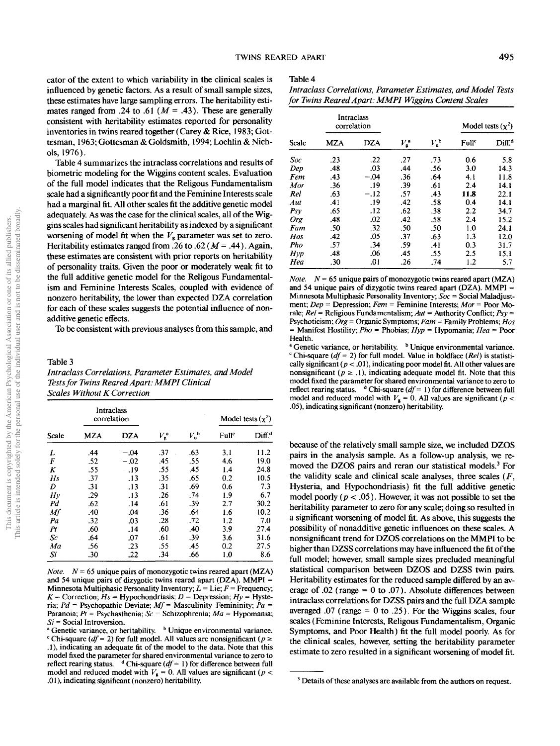cator of the extent to which variability in the clinical scales is influenced by genetic factors. As a result of small sample sizes, these estimates have large sampling errors. The heritability estimates ranged from .24 to .61 ($M$ = .43). These are generally consistent with heritability estimates reported for personality inventories in twins reared together (Carey & Rice, 1983; Gottesman, 1963; Gottesman & Goldsmith, 1994; Loehlin & Nichols, 1976).

Table 4 summarizes the intraclass correlations and results of biometric modeling for the Wiggins content scales. Evaluation of the full model indicates that the Religous Fundamentalism scale had a significantly poor fit and the Feminine Interests scale had a marginal fit. All other scales fit the additive genetic model adequately. As was the case for the clinical scales, all of the Wiggins scales had significant heritability as indexed by a significant worsening of model fit when the $V_g$ parameter was set to zero. Heritability estimates ranged from .26 to .62 ($M$ = .44). Again, these estimates are consistent with prior reports on heritability of personality traits. Given the poor or moderately weak fit to the full additive genetic model for the Religous Fundamentalism and Feminine Interests Scales, coupled with evidence of nonzero heritability, the lower than expected DZA correlation for each of these scales suggests the potential influence of nonadditive genetic effects.

To be consistent with previous analyses from this sample, and because of the relatively small sample size, we included DZOS pairs in the analysis sample. As a follow-up analysis, we removed the DZOS pairs and reran our statistical models.[3] For the validity scale and clinical scale analyses, three scales ($F$, Hysteria, and Hypochondriasis) fit the full additive genetic model poorly ($p < .05$). However, it was not possible to set the heritability parameter to zero for any scale; doing so resulted in a significant worsening of model fit. As above, this suggests the possibility of nonadditive genetic influences on these scales. A nonsignificant trend for DZOS correlations on the MMPI to be higher than DZSS correlations may have influenced the fit of the full model; however, small sample sizes precluded meaningful statistical comparison between DZOS and DZSS twin pairs. Heritability estimates for the reduced sample differed by an average of .02 (range = 0 to .07). Absolute differences between intraclass correlations for DZSS pairs and the full DZA sample averaged .07 (range = 0 to .25). For the Wiggins scales, four scales (Feminine Interests, Religous Fundamentalism, Organic Symptoms, and Poor Health) fit the full model poorly. As for the clinical scales, however, setting the heritability parameter estimate to zero resulted in a significant worsening of model fit.

Table 3
*Intraclass Correlations, Parameter Estimates, and Model Tests for Twins Reared Apart: MMPI Clinical Scales Without K Correction*

| | Intraclass correlation | | | | Model tests ($\chi^2$) | |
|---|---|---|---|---|---|---|
| Scale | MZA | DZA | $V_g$[a] | $V_u$[b] | Full[c] | Diff.[d] |
| *L* | .44 | −.04 | .37 | .63 | 3.1 | 11.2 |
| *F* | .52 | −.02 | .45 | .55 | 4.6 | 19.0 |
| *K* | .55 | .19 | .55 | .45 | 1.4 | 24.8 |
| *Hs* | .37 | .13 | .35 | .65 | 0.2 | 10.5 |
| *D* | .31 | .13 | .31 | .69 | 0.6 | 7.3 |
| *Hy* | .29 | .13 | .26 | .74 | 1.9 | 6.7 |
| *Pd* | .62 | .14 | .61 | .39 | 2.7 | 30.2 |
| *Mf* | .40 | .04 | .36 | .64 | 1.6 | 10.2 |
| *Pa* | .32 | .03 | .28 | .72 | 1.2 | 7.0 |
| *Pt* | .60 | .14 | .60 | .40 | 3.9 | 27.4 |
| *Sc* | .64 | .07 | .61 | .39 | 3.6 | 31.6 |
| *Ma* | .56 | .23 | .55 | .45 | 0.2 | 27.5 |
| *Si* | .30 | .22 | .34 | .66 | 1.0 | 8.6 |

*Note.* $N$ = 65 unique pairs of monozygotic twins reared apart (MZA) and 54 unique pairs of dizygotic twins reared apart (DZA). MMPI = Minnesota Multiphasic Personality Inventory; *L* = Lie; *F* = Frequency; *K* = Correction; *Hs* = Hypochondriasis; *D* = Depression; *Hy* = Hysteria; *Pd* = Psychopathic Deviate; *Mf* = Masculinity–Femininity; *Pa* = Paranoia; *Pt* = Psychasthenia; *Sc* = Schizophrenia; *Ma* = Hypomania; *Si* = Social Introversion.
[a] Genetic variance, or heritability. [b] Unique environmental variance. [c] Chi-square ($df$ = 2) for full model. All values are nonsignificant ($p \geq .1$), indicating an adequate fit of the model to the data. Note that this model fixed the parameter for shared environmental variance to zero to reflect rearing status. [d] Chi-square ($df$ = 1) for difference between full model and reduced model with $V_g$ = 0. All values are significant ($p < .01$), indicating significant (nonzero) heritability.

Table 4
*Intraclass Correlations, Parameter Estimates, and Model Tests for Twins Reared Apart: MMPI Wiggins Content Scales*

| | Intraclass correlation | | | | Model tests ($\chi^2$) | |
|---|---|---|---|---|---|---|
| Scale | MZA | DZA | $V_g$[a] | $V_u$[b] | Full[c] | Diff.[d] |
| *Soc* | .23 | .22 | .27 | .73 | 0.6 | 5.8 |
| *Dep* | .48 | .03 | .44 | .56 | 3.0 | 14.3 |
| *Fem* | .43 | −.04 | .36 | .64 | 4.1 | 11.8 |
| *Mor* | .36 | .19 | .39 | .61 | 2.4 | 14.1 |
| *Rel* | .63 | −.12 | .57 | .43 | **11.8** | 22.1 |
| *Aut* | .41 | .19 | .42 | .58 | 0.4 | 14.1 |
| *Psy* | .65 | .12 | .62 | .38 | 2.2 | 34.7 |
| *Org* | .48 | .02 | .42 | .58 | 2.4 | 15.2 |
| *Fam* | .50 | .32 | .50 | .50 | 1.0 | 24.1 |
| *Hos* | .42 | .05 | .37 | .63 | 1.3 | 12.0 |
| *Pho* | .57 | .34 | .59 | .41 | 0.3 | 31.7 |
| *Hyp* | .48 | .06 | .45 | .55 | 2.5 | 15.1 |
| *Hea* | .30 | .01 | .26 | .74 | 1.2 | 5.7 |

*Note.* $N$ = 65 unique pairs of monozygotic twins reared apart (MZA) and 54 unique pairs of dizygotic twins reared apart (DZA). MMPI = Minnesota Multiphasic Personality Inventory; *Soc* = Social Maladjustment; *Dep* = Depression; *Fem* = Feminine Interests; *Mor* = Poor Morale; *Rel* = Religious Fundamentalism; *Aut* = Authority Conflict; *Psy* = Psychoticism; *Org* = Organic Symptoms; *Fam* = Family Problems; *Hos* = Manifest Hostility; *Pho* = Phobias; *Hyp* = Hypomania; *Hea* = Poor Health.
[a] Genetic variance, or heritability. [b] Unique environmental variance. [c] Chi-square ($df$ = 2) for full model. Value in boldface (*Rel*) is statistically significant ($p < .01$), indicating poor model fit. All other values are nonsignificant ($p \geq .1$), indicating adequate model fit. Note that this model fixed the parameter for shared environmental variance to zero to reflect rearing status. [d] Chi-square ($df$ = 1) for difference between full model and reduced model with $V_g$ = 0. All values are significant ($p < .05$), indicating significant (nonzero) heritability.

[3] Details of these analyses are available from the authors on request.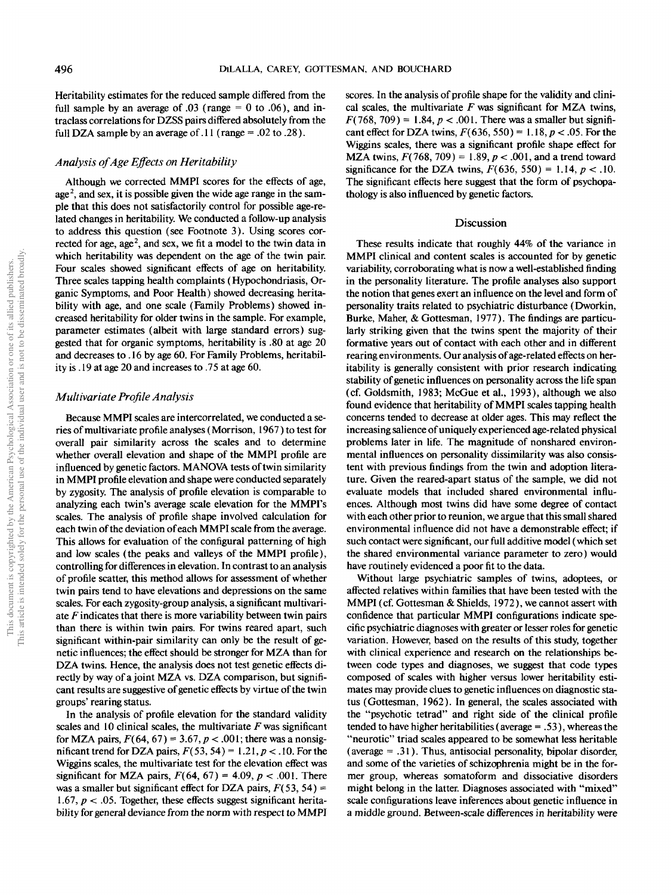Heritability estimates for the reduced sample differed from the full sample by an average of .03 (range = 0 to .06), and intraclass correlations for DZSS pairs differed absolutely from the full DZA sample by an average of .11 (range = .02 to .28).

### *Analysis of Age Effects on Heritability*

Although we corrected MMPI scores for the effects of age, age$^2$, and sex, it is possible given the wide age range in the sample that this does not satisfactorily control for possible age-related changes in heritability. We conducted a follow-up analysis to address this question (see Footnote 3). Using scores corrected for age, age$^2$, and sex, we fit a model to the twin data in which heritability was dependent on the age of the twin pair. Four scales showed significant effects of age on heritability. Three scales tapping health complaints (Hypochondriasis, Organic Symptoms, and Poor Health) showed decreasing heritability with age, and one scale (Family Problems) showed increased heritability for older twins in the sample. For example, parameter estimates (albeit with large standard errors) suggested that for organic symptoms, heritability is .80 at age 20 and decreases to .16 by age 60. For Family Problems, heritability is .19 at age 20 and increases to .75 at age 60.

### *Multivariate Profile Analysis*

Because MMPI scales are intercorrelated, we conducted a series of multivariate profile analyses (Morrison, 1967) to test for overall pair similarity across the scales and to determine whether overall elevation and shape of the MMPI profile are influenced by genetic factors. MANOVA tests of twin similarity in MMPI profile elevation and shape were conducted separately by zygosity. The analysis of profile elevation is comparable to analyzing each twin's average scale elevation for the MMPI's scales. The analysis of profile shape involved calculation for each twin of the deviation of each MMPI scale from the average. This allows for evaluation of the configural patterning of high and low scales (the peaks and valleys of the MMPI profile), controlling for differences in elevation. In contrast to an analysis of profile scatter, this method allows for assessment of whether twin pairs tend to have elevations and depressions on the same scales. For each zygosity-group analysis, a significant multivariate *F* indicates that there is more variability between twin pairs than there is within twin pairs. For twins reared apart, such significant within-pair similarity can only be the result of genetic influences; the effect should be stronger for MZA than for DZA twins. Hence, the analysis does not test genetic effects directly by way of a joint MZA vs. DZA comparison, but significant results are suggestive of genetic effects by virtue of the twin groups' rearing status.

In the analysis of profile elevation for the standard validity scales and 10 clinical scales, the multivariate *F* was significant for MZA pairs, $F(64, 67) = 3.67$, $p < .001$; there was a nonsignificant trend for DZA pairs, $F(53, 54) = 1.21$, $p < .10$. For the Wiggins scales, the multivariate test for the elevation effect was significant for MZA pairs, $F(64, 67) = 4.09$, $p < .001$. There was a smaller but significant effect for DZA pairs, $F(53, 54) = 1.67$, $p < .05$. Together, these effects suggest significant heritability for general deviance from the norm with respect to MMPI scores. In the analysis of profile shape for the validity and clinical scales, the multivariate *F* was significant for MZA twins, $F(768, 709) = 1.84$, $p < .001$. There was a smaller but significant effect for DZA twins, $F(636, 550) = 1.18$, $p < .05$. For the Wiggins scales, there was a significant profile shape effect for MZA twins, $F(768, 709) = 1.89$, $p < .001$, and a trend toward significance for the DZA twins, $F(636, 550) = 1.14$, $p < .10$. The significant effects here suggest that the form of psychopathology is also influenced by genetic factors.

## Discussion

These results indicate that roughly 44% of the variance in MMPI clinical and content scales is accounted for by genetic variability, corroborating what is now a well-established finding in the personality literature. The profile analyses also support the notion that genes exert an influence on the level and form of personality traits related to psychiatric disturbance (Dworkin, Burke, Maher, & Gottesman, 1977). The findings are particularly striking given that the twins spent the majority of their formative years out of contact with each other and in different rearing environments. Our analysis of age-related effects on heritability is generally consistent with prior research indicating stability of genetic influences on personality across the life span (cf. Goldsmith, 1983; McGue et al., 1993), although we also found evidence that heritability of MMPI scales tapping health concerns tended to decrease at older ages. This may reflect the increasing salience of uniquely experienced age-related physical problems later in life. The magnitude of nonshared environmental influences on personality dissimilarity was also consistent with previous findings from the twin and adoption literature. Given the reared-apart status of the sample, we did not evaluate models that included shared environmental influences. Although most twins did have some degree of contact with each other prior to reunion, we argue that this small shared environmental influence did not have a demonstrable effect; if such contact were significant, our full additive model (which set the shared environmental variance parameter to zero) would have routinely evidenced a poor fit to the data.

Without large psychiatric samples of twins, adoptees, or affected relatives within families that have been tested with the MMPI (cf. Gottesman & Shields, 1972), we cannot assert with confidence that particular MMPI configurations indicate specific psychiatric diagnoses with greater or lesser roles for genetic variation. However, based on the results of this study, together with clinical experience and research on the relationships between code types and diagnoses, we suggest that code types composed of scales with higher versus lower heritability estimates may provide clues to genetic influences on diagnostic status (Gottesman, 1962). In general, the scales associated with the "psychotic tetrad" and right side of the clinical profile tended to have higher heritabilities (average = .53), whereas the "neurotic" triad scales appeared to be somewhat less heritable (average = .31). Thus, antisocial personality, bipolar disorder, and some of the varieties of schizophrenia might be in the former group, whereas somatoform and dissociative disorders might belong in the latter. Diagnoses associated with "mixed" scale configurations leave inferences about genetic influence in a middle ground. Between-scale differences in heritability were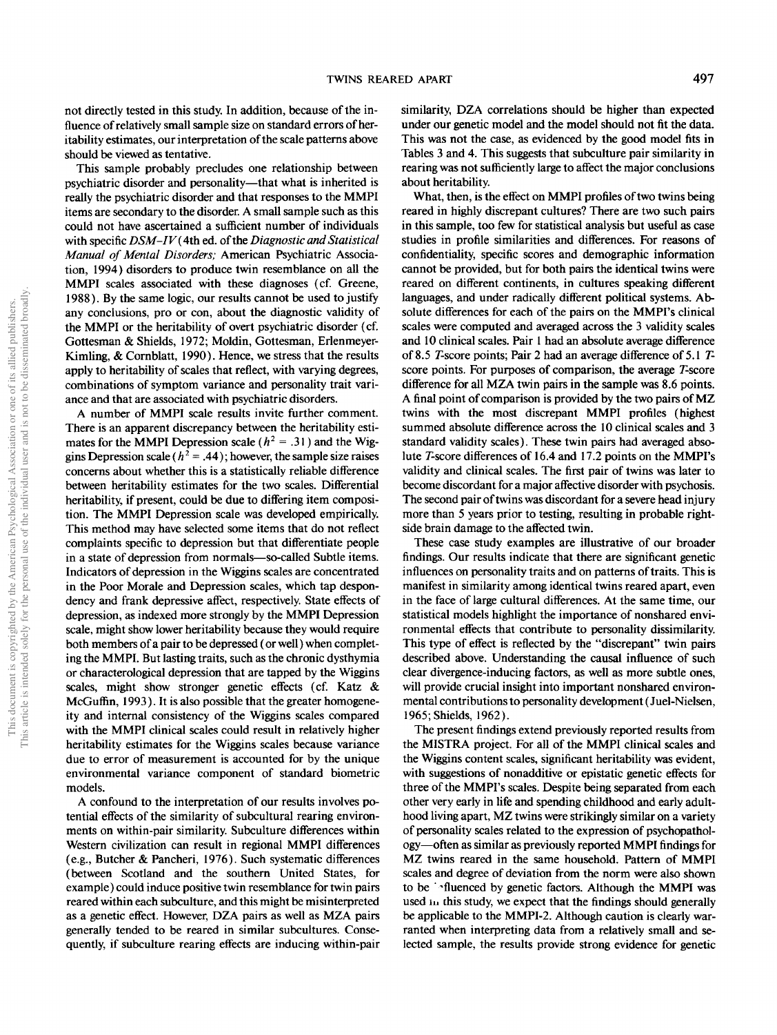not directly tested in this study. In addition, because of the influence of relatively small sample size on standard errors of heritability estimates, our interpretation of the scale patterns above should be viewed as tentative.

This sample probably precludes one relationship between psychiatric disorder and personality—that what is inherited is really the psychiatric disorder and that responses to the MMPI items are secondary to the disorder. A small sample such as this could not have ascertained a sufficient number of individuals with specific *DSM–IV* (4th ed. of the *Diagnostic and Statistical Manual of Mental Disorders;* American Psychiatric Association, 1994) disorders to produce twin resemblance on all the MMPI scales associated with these diagnoses (cf. Greene, 1988). By the same logic, our results cannot be used to justify any conclusions, pro or con, about the diagnostic validity of the MMPI or the heritability of overt psychiatric disorder (cf. Gottesman & Shields, 1972; Moldin, Gottesman, Erlenmeyer-Kimling, & Cornblatt, 1990). Hence, we stress that the results apply to heritability of scales that reflect, with varying degrees, combinations of symptom variance and personality trait variance and that are associated with psychiatric disorders.

A number of MMPI scale results invite further comment. There is an apparent discrepancy between the heritability estimates for the MMPI Depression scale ($h^2 = .31$) and the Wiggins Depression scale ($h^2 = .44$); however, the sample size raises concerns about whether this is a statistically reliable difference between heritability estimates for the two scales. Differential heritability, if present, could be due to differing item composition. The MMPI Depression scale was developed empirically. This method may have selected some items that do not reflect complaints specific to depression but that differentiate people in a state of depression from normals—so-called Subtle items. Indicators of depression in the Wiggins scales are concentrated in the Poor Morale and Depression scales, which tap despondency and frank depressive affect, respectively. State effects of depression, as indexed more strongly by the MMPI Depression scale, might show lower heritability because they would require both members of a pair to be depressed (or well) when completing the MMPI. But lasting traits, such as the chronic dysthymia or characterological depression that are tapped by the Wiggins scales, might show stronger genetic effects (cf. Katz & McGuffin, 1993). It is also possible that the greater homogeneity and internal consistency of the Wiggins scales compared with the MMPI clinical scales could result in relatively higher heritability estimates for the Wiggins scales because variance due to error of measurement is accounted for by the unique environmental variance component of standard biometric models.

A confound to the interpretation of our results involves potential effects of the similarity of subcultural rearing environments on within-pair similarity. Subculture differences within Western civilization can result in regional MMPI differences (e.g., Butcher & Pancheri, 1976). Such systematic differences (between Scotland and the southern United States, for example) could induce positive twin resemblance for twin pairs reared within each subculture, and this might be misinterpreted as a genetic effect. However, DZA pairs as well as MZA pairs generally tended to be reared in similar subcultures. Consequently, if subculture rearing effects are inducing within-pair similarity, DZA correlations should be higher than expected under our genetic model and the model should not fit the data. This was not the case, as evidenced by the good model fits in Tables 3 and 4. This suggests that subculture pair similarity in rearing was not sufficiently large to affect the major conclusions about heritability.

What, then, is the effect on MMPI profiles of two twins being reared in highly discrepant cultures? There are two such pairs in this sample, too few for statistical analysis but useful as case studies in profile similarities and differences. For reasons of confidentiality, specific scores and demographic information cannot be provided, but for both pairs the identical twins were reared on different continents, in cultures speaking different languages, and under radically different political systems. Absolute differences for each of the pairs on the MMPI's clinical scales were computed and averaged across the 3 validity scales and 10 clinical scales. Pair 1 had an absolute average difference of 8.5 *T*-score points; Pair 2 had an average difference of 5.1 *T*-score points. For purposes of comparison, the average *T*-score difference for all MZA twin pairs in the sample was 8.6 points. A final point of comparison is provided by the two pairs of MZ twins with the most discrepant MMPI profiles (highest summed absolute difference across the 10 clinical scales and 3 standard validity scales). These twin pairs had averaged absolute *T*-score differences of 16.4 and 17.2 points on the MMPI's validity and clinical scales. The first pair of twins was later to become discordant for a major affective disorder with psychosis. The second pair of twins was discordant for a severe head injury more than 5 years prior to testing, resulting in probable right-side brain damage to the affected twin.

These case study examples are illustrative of our broader findings. Our results indicate that there are significant genetic influences on personality traits and on patterns of traits. This is manifest in similarity among identical twins reared apart, even in the face of large cultural differences. At the same time, our statistical models highlight the importance of nonshared environmental effects that contribute to personality dissimilarity. This type of effect is reflected by the "discrepant" twin pairs described above. Understanding the causal influence of such clear divergence-inducing factors, as well as more subtle ones, will provide crucial insight into important nonshared environmental contributions to personality development (Juel-Nielsen, 1965; Shields, 1962).

The present findings extend previously reported results from the MISTRA project. For all of the MMPI clinical scales and the Wiggins content scales, significant heritability was evident, with suggestions of nonadditive or epistatic genetic effects for three of the MMPI's scales. Despite being separated from each other very early in life and spending childhood and early adulthood living apart, MZ twins were strikingly similar on a variety of personality scales related to the expression of psychopathology—often as similar as previously reported MMPI findings for MZ twins reared in the same household. Pattern of MMPI scales and degree of deviation from the norm were also shown to be influenced by genetic factors. Although the MMPI was used in this study, we expect that the findings should generally be applicable to the MMPI-2. Although caution is clearly warranted when interpreting data from a relatively small and selected sample, the results provide strong evidence for genetic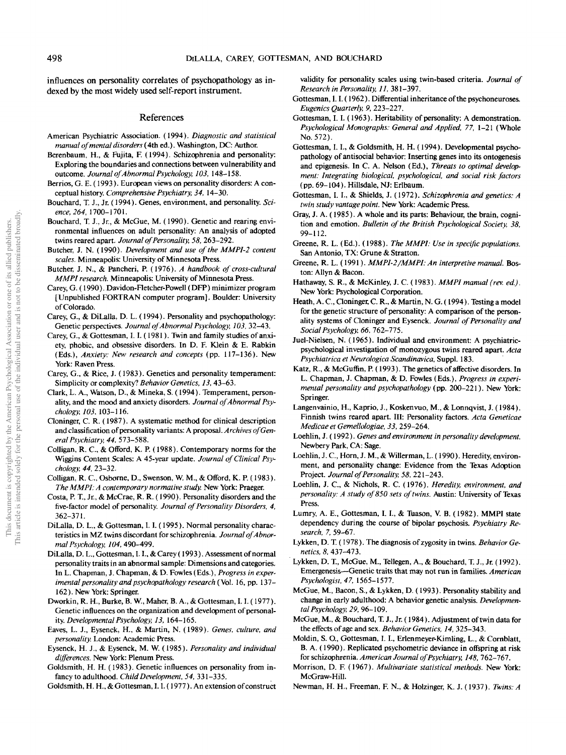influences on personality correlates of psychopathology as indexed by the most widely used self-report instrument.

## References

American Psychiatric Association. (1994). *Diagnostic and statistical manual of mental disorders* (4th ed.). Washington, DC: Author.

Berenbaum, H., & Fujita, F. (1994). Schizophrenia and personality: Exploring the boundaries and connections between vulnerability and outcome. *Journal of Abnormal Psychology, 103,* 148–158.

Berrios, G. E. (1993). European views on personality disorders: A conceptual history. *Comprehensive Psychiatry, 34,* 14–30.

Bouchard, T. J., Jr. (1994). Genes, environment, and personality. *Science, 264,* 1700–1701.

Bouchard, T. J., Jr., & McGue, M. (1990). Genetic and rearing environmental influences on adult personality: An analysis of adopted twins reared apart. *Journal of Personality, 58,* 263–292.

Butcher, J. N. (1990). *Development and use of the MMPI-2 content scales.* Minneapolis: University of Minnesota Press.

Butcher, J. N., & Pancheri, P. (1976). *A handbook of cross-cultural MMPI research.* Minneapolis: University of Minnesota Press.

Carey, G. (1990). Davidon-Fletcher-Powell (DFP) minimizer program [Unpublished FORTRAN computer program]. Boulder: University of Colorado.

Carey, G., & DiLalla, D. L. (1994). Personality and psychopathology: Genetic perspectives. *Journal of Abnormal Psychology, 103,* 32–43.

Carey, G., & Gottesman, I. I. (1981). Twin and family studies of anxiety, phobic, and obsessive disorders. In D. F. Klein & E. Rabkin (Eds.), *Anxiety: New research and concepts* (pp. 117–136). New York: Raven Press.

Carey, G., & Rice, J. (1983). Genetics and personality temperament: Simplicity or complexity? *Behavior Genetics, 13,* 43–63.

Clark, L. A., Watson, D., & Mineka, S. (1994). Temperament, personality, and the mood and anxiety disorders. *Journal of Abnormal Psychology, 103,* 103–116.

Cloninger, C. R. (1987). A systematic method for clinical description and classification of personality variants: A proposal. *Archives of General Psychiatry, 44,* 573–588.

Colligan, R. C., & Offord, K. P. (1988). Contemporary norms for the Wiggins Content Scales: A 45-year update. *Journal of Clinical Psychology, 44,* 23–32.

Colligan, R. C., Osborne, D., Swenson, W. M., & Offord, K. P. (1983). *The MMPI: A contemporary normative study.* New York: Praeger.

Costa, P. T., Jr., & McCrae, R. R. (1990). Personality disorders and the five-factor model of personality. *Journal of Personality Disorders, 4,* 362–371.

DiLalla, D. L., & Gottesman, I. I. (1995). Normal personality characteristics in MZ twins discordant for schizophrenia. *Journal of Abnormal Psychology, 104,* 490–499.

DiLalla, D. L., Gottesman, I. I., & Carey (1993). Assessment of normal personality traits in an abnormal sample: Dimensions and categories. In L. Chapman, J. Chapman, & D. Fowles (Eds.), *Progress in experimental personality and psychopathology research* (Vol. 16, pp. 137–162). New York: Springer.

Dworkin, R. H., Burke, B. W., Maher, B. A., & Gottesman, I. I. (1977). Genetic influences on the organization and development of personality. *Developmental Psychology, 13,* 164–165.

Eaves, L. J., Eysenck, H., & Martin, N. (1989). *Genes, culture, and personality.* London: Academic Press.

Eysenck, H. J., & Eysenck, M. W. (1985). *Personality and individual differences.* New York: Plenum Press.

Goldsmith, H. H. (1983). Genetic influences on personality from infancy to adulthood. *Child Development, 54,* 331–335.

Goldsmith, H. H., & Gottesman, I. I. (1977). An extension of construct validity for personality scales using twin-based criteria. *Journal of Research in Personality, 11,* 381–397.

Gottesman, I. I. (1962). Differential inheritance of the psychoneuroses. *Eugenics Quarterly, 9,* 223–227.

Gottesman, I. I. (1963). Heritability of personality: A demonstration. *Psychological Monographs: General and Applied, 77,* 1–21 (Whole No. 572).

Gottesman, I. I., & Goldsmith, H. H. (1994). Developmental psychopathology of antisocial behavior: Inserting genes into its ontogenesis and epigenesis. In C. A. Nelson (Ed.), *Threats to optimal development: Integrating biological, psychological, and social risk factors* (pp. 69–104). Hillsdale, NJ: Erlbaum.

Gottesman, I. I., & Shields, J. (1972). *Schizophrenia and genetics: A twin study vantage point.* New York: Academic Press.

Gray, J. A. (1985). A whole and its parts: Behaviour, the brain, cognition and emotion. *Bulletin of the British Psychological Society, 38,* 99–112.

Greene, R. L. (Ed.). (1988). *The MMPI: Use in specific populations.* San Antonio, TX: Grune & Stratton.

Greene, R. L. (1991). *MMPI-2/MMPI: An interpretive manual.* Boston: Allyn & Bacon.

Hathaway, S. R., & McKinley, J. C. (1983). *MMPI manual (rev. ed.).* New York: Psychological Corporation.

Heath, A. C., Cloninger, C. R., & Martin, N. G. (1994). Testing a model for the genetic structure of personality: A comparison of the personality systems of Cloninger and Eysenck. *Journal of Personality and Social Psychology, 66,* 762–775.

Juel-Nielsen, N. (1965). Individual and environment: A psychiatric-psychological investigation of monozygous twins reared apart. *Acta Psychiatrica et Neurologica Scandinavica,* Suppl. 183.

Katz, R., & McGuffin, P. (1993). The genetics of affective disorders. In L. Chapman, J. Chapman, & D. Fowles (Eds.), *Progress in experimental personality and psychopathology* (pp. 200–221). New York: Springer.

Langenvainio, H., Kaprio, J., Koskenvuo, M., & Lonnqvist, J. (1984). Finnish twins reared apart. III: Personality factors. *Acta Geneticae Medicae et Gemellologiae, 33,* 259–264.

Loehlin, J. (1992). *Genes and environment in personality development.* Newbery Park, CA: Sage.

Loehlin, J. C., Horn, J. M., & Willerman, L. (1990). Heredity, environment, and personality change: Evidence from the Texas Adoption Project. *Journal of Personality, 58,* 221–243.

Loehlin, J. C., & Nichols, R. C. (1976). *Heredity, environment, and personality: A study of 850 sets of twins.* Austin: University of Texas Press.

Lumry, A. E., Gottesman, I. I., & Tuason, V. B. (1982). MMPI state dependency during the course of bipolar psychosis. *Psychiatry Research, 7,* 59–67.

Lykken, D. T. (1978). The diagnosis of zygosity in twins. *Behavior Genetics, 8,* 437–473.

Lykken, D. T., McGue, M., Tellegen, A., & Bouchard, T. J., Jr. (1992). Emergenesis—Genetic traits that may not run in families. *American Psychologist, 47,* 1565–1577.

McGue, M., Bacon, S., & Lykken, D. (1993). Personality stability and change in early adulthood: A behavior genetic analysis. *Developmental Psychology, 29,* 96–109.

McGue, M., & Bouchard, T. J., Jr. (1984). Adjustment of twin data for the effects of age and sex. *Behavior Genetics, 14,* 325–343.

Moldin, S. O., Gottesman, I. I., Erlenmeyer-Kimling, L., & Cornblatt, B. A. (1990). Replicated psychometric deviance in offspring at risk for schizophrenia. *American Journal of Psychiatry, 148,* 762–767.

Morrison, D. F. (1967). *Multivariate statistical methods.* New York: McGraw-Hill.

Newman, H. H., Freeman, F. N., & Holzinger, K. J. (1937). *Twins: A*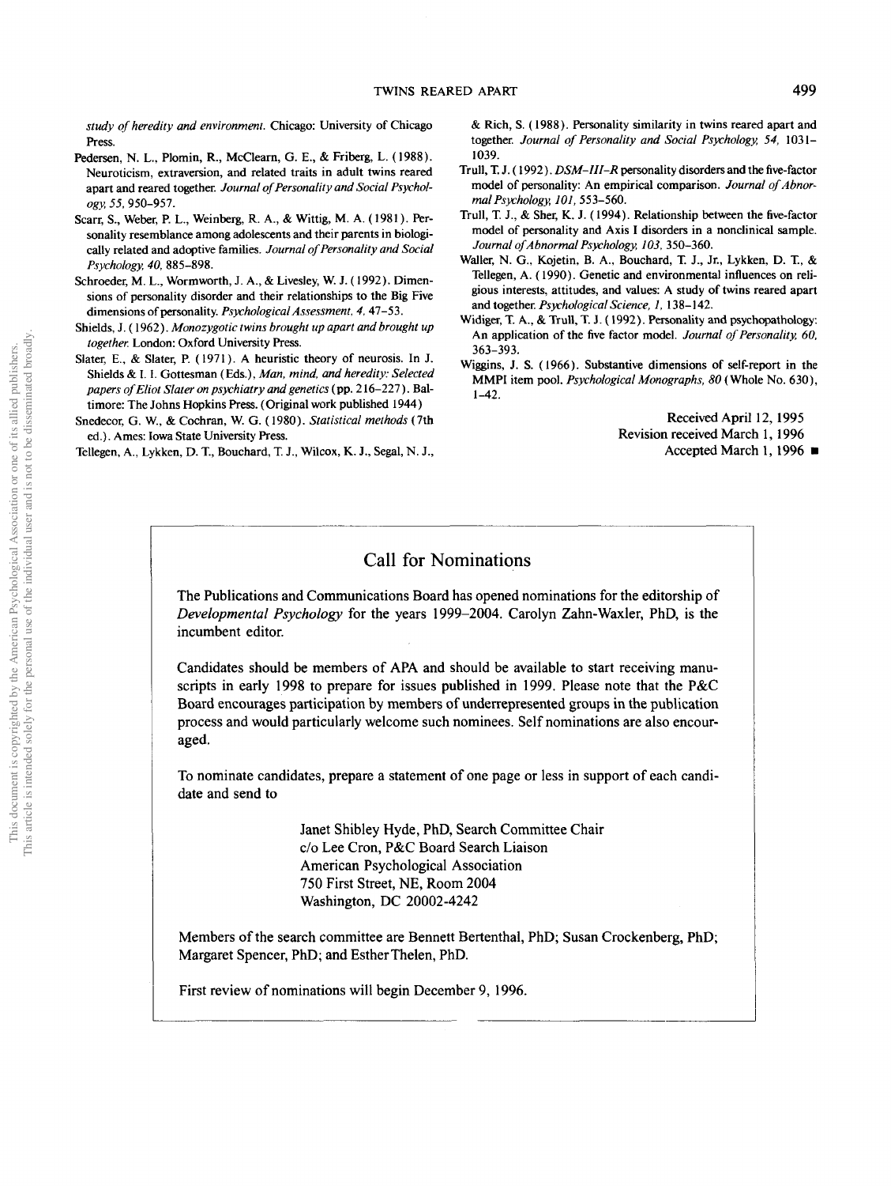*study of heredity and environment.* Chicago: University of Chicago Press.

Pedersen, N. L., Plomin, R., McClearn, G. E., & Friberg, L. (1988). Neuroticism, extraversion, and related traits in adult twins reared apart and reared together. *Journal of Personality and Social Psychology, 55,* 950–957.

Scarr, S., Weber, P. L., Weinberg, R. A., & Wittig, M. A. (1981). Personality resemblance among adolescents and their parents in biologically related and adoptive families. *Journal of Personality and Social Psychology, 40,* 885–898.

Schroeder, M. L., Wormworth, J. A., & Livesley, W. J. (1992). Dimensions of personality disorder and their relationships to the Big Five dimensions of personality. *Psychological Assessment, 4,* 47–53.

Shields, J. (1962). *Monozygotic twins brought up apart and brought up together.* London: Oxford University Press.

Slater, E., & Slater, P. (1971). A heuristic theory of neurosis. In J. Shields & I. I. Gottesman (Eds.), *Man, mind, and heredity: Selected papers of Eliot Slater on psychiatry and genetics* (pp. 216–227). Baltimore: The Johns Hopkins Press. (Original work published 1944)

Snedecor, G. W., & Cochran, W. G. (1980). *Statistical methods* (7th ed.). Ames: Iowa State University Press.

Tellegen, A., Lykken, D. T., Bouchard, T. J., Wilcox, K. J., Segal, N. J., & Rich, S. (1988). Personality similarity in twins reared apart and together. *Journal of Personality and Social Psychology, 54,* 1031–1039.

Trull, T. J. (1992). *DSM–III–R* personality disorders and the five-factor model of personality: An empirical comparison. *Journal of Abnormal Psychology, 101,* 553–560.

Trull, T. J., & Sher, K. J. (1994). Relationship between the five-factor model of personality and Axis I disorders in a nonclinical sample. *Journal of Abnormal Psychology, 103,* 350–360.

Waller, N. G., Kojetin, B. A., Bouchard, T. J., Jr., Lykken, D. T., & Tellegen, A. (1990). Genetic and environmental influences on religious interests, attitudes, and values: A study of twins reared apart and together. *Psychological Science, 1,* 138–142.

Widiger, T. A., & Trull, T. J. (1992). Personality and psychopathology: An application of the five factor model. *Journal of Personality, 60,* 363–393.

Wiggins, J. S. (1966). Substantive dimensions of self-report in the MMPI item pool. *Psychological Monographs, 80* (Whole No. 630), 1–42.

Received April 12, 1995
Revision received March 1, 1996
Accepted March 1, 1996 ■

## Call for Nominations

The Publications and Communications Board has opened nominations for the editorship of *Developmental Psychology* for the years 1999–2004. Carolyn Zahn-Waxler, PhD, is the incumbent editor.

Candidates should be members of APA and should be available to start receiving manuscripts in early 1998 to prepare for issues published in 1999. Please note that the P&C Board encourages participation by members of underrepresented groups in the publication process and would particularly welcome such nominees. Self nominations are also encouraged.

To nominate candidates, prepare a statement of one page or less in support of each candidate and send to

Janet Shibley Hyde, PhD, Search Committee Chair
c/o Lee Cron, P&C Board Search Liaison
American Psychological Association
750 First Street, NE, Room 2004
Washington, DC 20002-4242

Members of the search committee are Bennett Bertenthal, PhD; Susan Crockenberg, PhD; Margaret Spencer, PhD; and Esther Thelen, PhD.

First review of nominations will begin December 9, 1996.